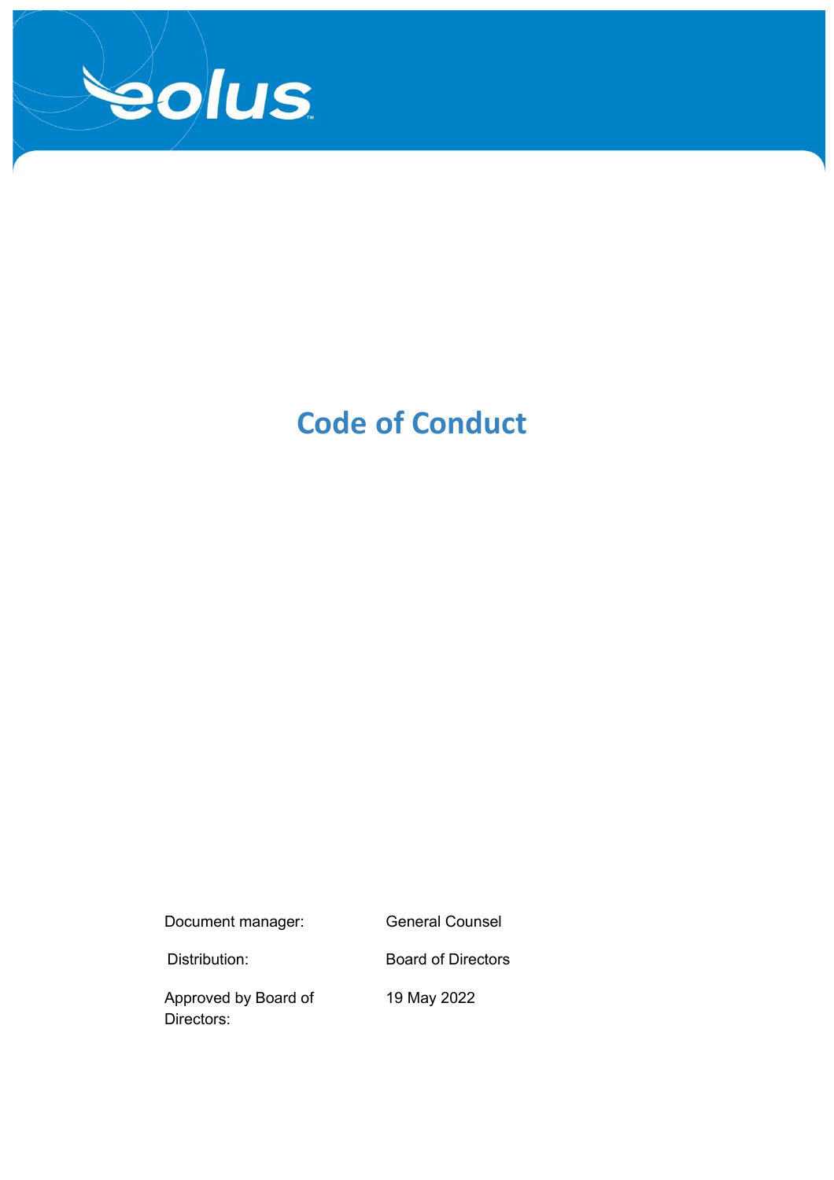eolus

# Code of Conduct

| | |
|---|---|
| Document manager: | General Counsel |
| Distribution: | Board of Directors |
| Approved by Board of Directors: | 19 May 2022 |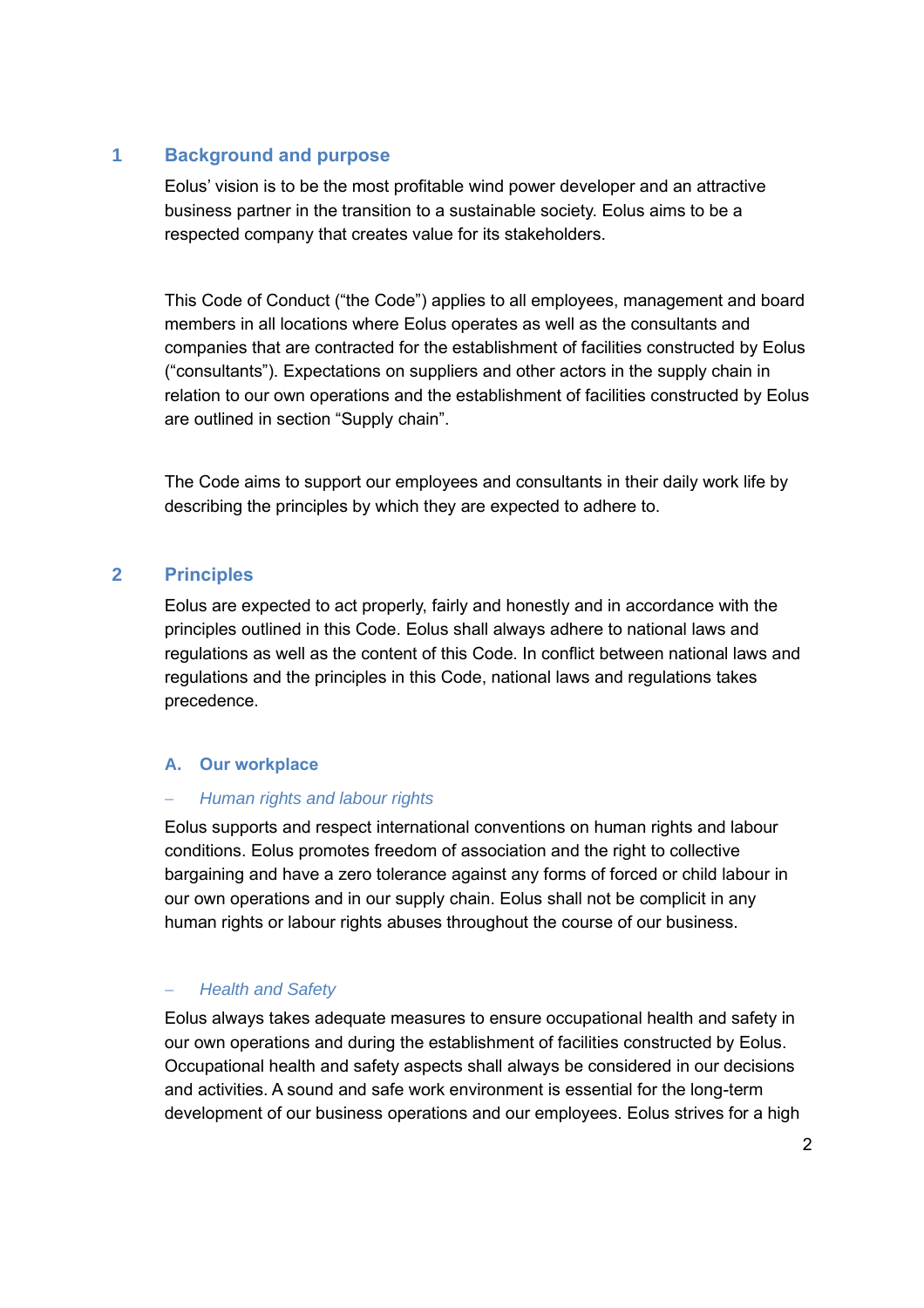## 1 Background and purpose

Eolus' vision is to be the most profitable wind power developer and an attractive business partner in the transition to a sustainable society. Eolus aims to be a respected company that creates value for its stakeholders.

This Code of Conduct ("the Code") applies to all employees, management and board members in all locations where Eolus operates as well as the consultants and companies that are contracted for the establishment of facilities constructed by Eolus ("consultants"). Expectations on suppliers and other actors in the supply chain in relation to our own operations and the establishment of facilities constructed by Eolus are outlined in section "Supply chain".

The Code aims to support our employees and consultants in their daily work life by describing the principles by which they are expected to adhere to.

## 2 Principles

Eolus are expected to act properly, fairly and honestly and in accordance with the principles outlined in this Code. Eolus shall always adhere to national laws and regulations as well as the content of this Code. In conflict between national laws and regulations and the principles in this Code, national laws and regulations takes precedence.

### A. Our workplace

#### – *Human rights and labour rights*

Eolus supports and respect international conventions on human rights and labour conditions. Eolus promotes freedom of association and the right to collective bargaining and have a zero tolerance against any forms of forced or child labour in our own operations and in our supply chain. Eolus shall not be complicit in any human rights or labour rights abuses throughout the course of our business.

#### – *Health and Safety*

Eolus always takes adequate measures to ensure occupational health and safety in our own operations and during the establishment of facilities constructed by Eolus. Occupational health and safety aspects shall always be considered in our decisions and activities. A sound and safe work environment is essential for the long-term development of our business operations and our employees. Eolus strives for a high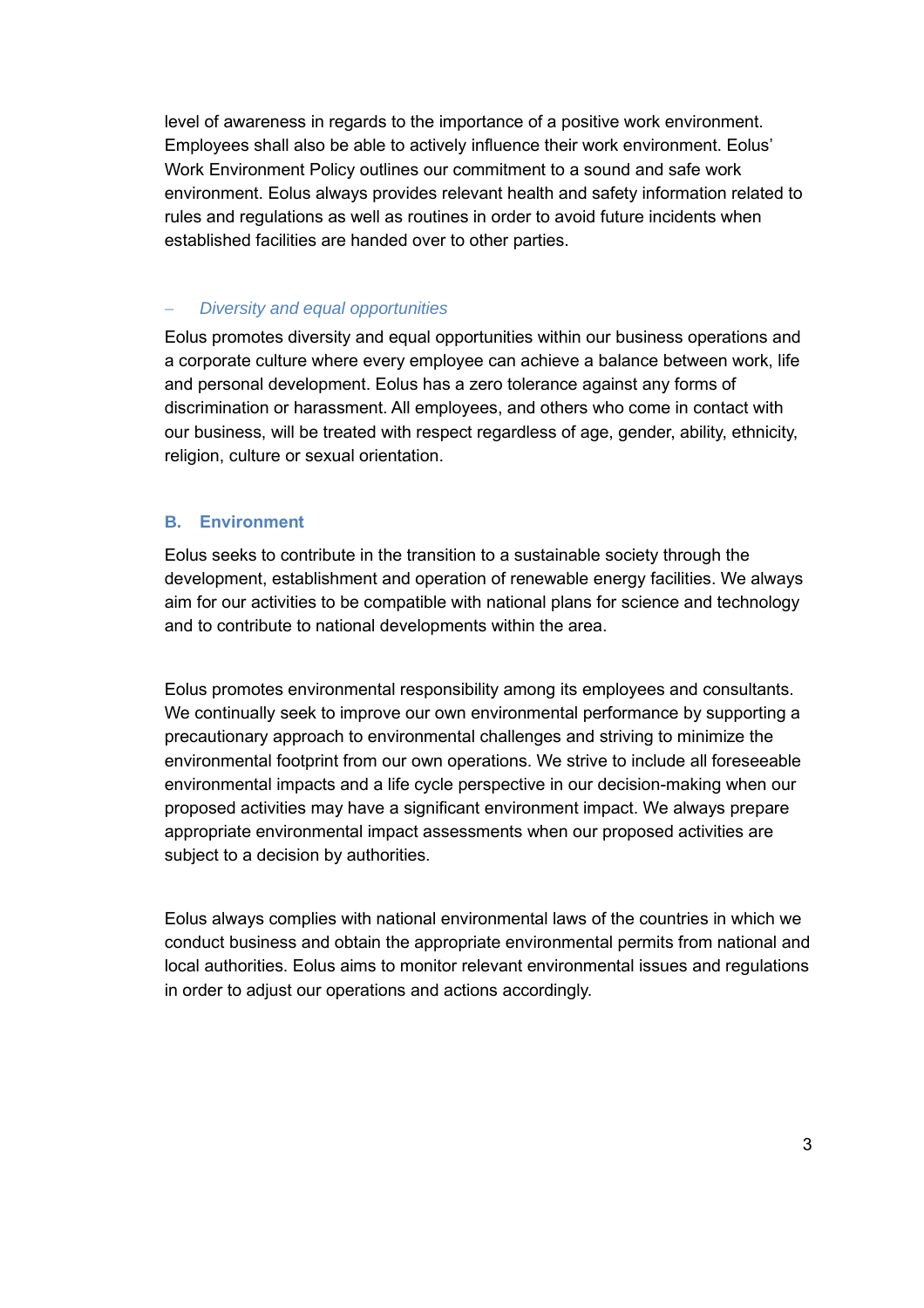level of awareness in regards to the importance of a positive work environment. Employees shall also be able to actively influence their work environment. Eolus' Work Environment Policy outlines our commitment to a sound and safe work environment. Eolus always provides relevant health and safety information related to rules and regulations as well as routines in order to avoid future incidents when established facilities are handed over to other parties.

– *Diversity and equal opportunities*

Eolus promotes diversity and equal opportunities within our business operations and a corporate culture where every employee can achieve a balance between work, life and personal development. Eolus has a zero tolerance against any forms of discrimination or harassment. All employees, and others who come in contact with our business, will be treated with respect regardless of age, gender, ability, ethnicity, religion, culture or sexual orientation.

## B. Environment

Eolus seeks to contribute in the transition to a sustainable society through the development, establishment and operation of renewable energy facilities. We always aim for our activities to be compatible with national plans for science and technology and to contribute to national developments within the area.

Eolus promotes environmental responsibility among its employees and consultants. We continually seek to improve our own environmental performance by supporting a precautionary approach to environmental challenges and striving to minimize the environmental footprint from our own operations. We strive to include all foreseeable environmental impacts and a life cycle perspective in our decision-making when our proposed activities may have a significant environment impact. We always prepare appropriate environmental impact assessments when our proposed activities are subject to a decision by authorities.

Eolus always complies with national environmental laws of the countries in which we conduct business and obtain the appropriate environmental permits from national and local authorities. Eolus aims to monitor relevant environmental issues and regulations in order to adjust our operations and actions accordingly.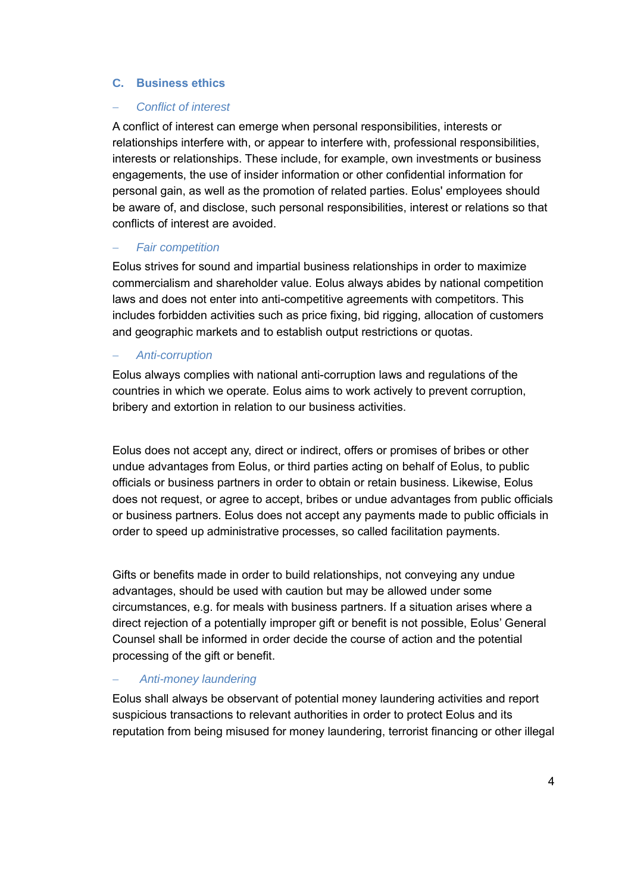## C. Business ethics

### – *Conflict of interest*

A conflict of interest can emerge when personal responsibilities, interests or relationships interfere with, or appear to interfere with, professional responsibilities, interests or relationships. These include, for example, own investments or business engagements, the use of insider information or other confidential information for personal gain, as well as the promotion of related parties. Eolus' employees should be aware of, and disclose, such personal responsibilities, interest or relations so that conflicts of interest are avoided.

### – *Fair competition*

Eolus strives for sound and impartial business relationships in order to maximize commercialism and shareholder value. Eolus always abides by national competition laws and does not enter into anti-competitive agreements with competitors. This includes forbidden activities such as price fixing, bid rigging, allocation of customers and geographic markets and to establish output restrictions or quotas.

### – *Anti-corruption*

Eolus always complies with national anti-corruption laws and regulations of the countries in which we operate. Eolus aims to work actively to prevent corruption, bribery and extortion in relation to our business activities.

Eolus does not accept any, direct or indirect, offers or promises of bribes or other undue advantages from Eolus, or third parties acting on behalf of Eolus, to public officials or business partners in order to obtain or retain business. Likewise, Eolus does not request, or agree to accept, bribes or undue advantages from public officials or business partners. Eolus does not accept any payments made to public officials in order to speed up administrative processes, so called facilitation payments.

Gifts or benefits made in order to build relationships, not conveying any undue advantages, should be used with caution but may be allowed under some circumstances, e.g. for meals with business partners. If a situation arises where a direct rejection of a potentially improper gift or benefit is not possible, Eolus' General Counsel shall be informed in order decide the course of action and the potential processing of the gift or benefit.

### – *Anti-money laundering*

Eolus shall always be observant of potential money laundering activities and report suspicious transactions to relevant authorities in order to protect Eolus and its reputation from being misused for money laundering, terrorist financing or other illegal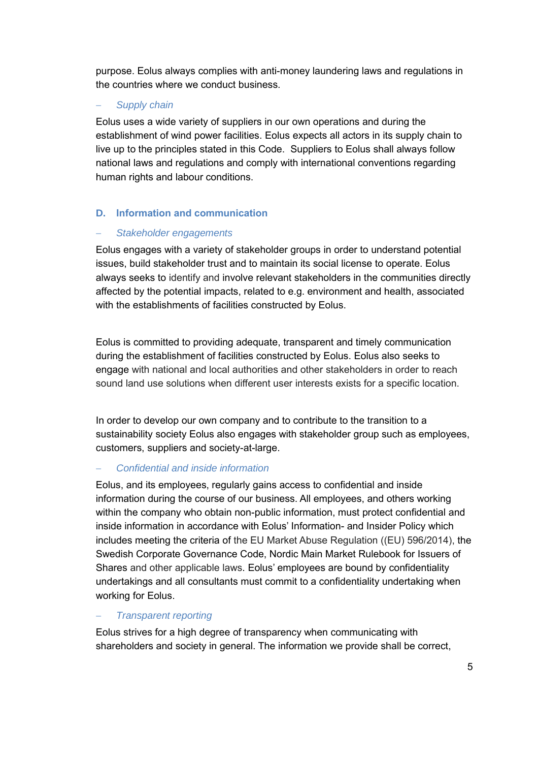purpose. Eolus always complies with anti-money laundering laws and regulations in the countries where we conduct business.

– *Supply chain*

Eolus uses a wide variety of suppliers in our own operations and during the establishment of wind power facilities. Eolus expects all actors in its supply chain to live up to the principles stated in this Code. Suppliers to Eolus shall always follow national laws and regulations and comply with international conventions regarding human rights and labour conditions.

## D. Information and communication

– *Stakeholder engagements*

Eolus engages with a variety of stakeholder groups in order to understand potential issues, build stakeholder trust and to maintain its social license to operate. Eolus always seeks to identify and involve relevant stakeholders in the communities directly affected by the potential impacts, related to e.g. environment and health, associated with the establishments of facilities constructed by Eolus.

Eolus is committed to providing adequate, transparent and timely communication during the establishment of facilities constructed by Eolus. Eolus also seeks to engage with national and local authorities and other stakeholders in order to reach sound land use solutions when different user interests exists for a specific location.

In order to develop our own company and to contribute to the transition to a sustainability society Eolus also engages with stakeholder group such as employees, customers, suppliers and society-at-large.

– *Confidential and inside information*

Eolus, and its employees, regularly gains access to confidential and inside information during the course of our business. All employees, and others working within the company who obtain non-public information, must protect confidential and inside information in accordance with Eolus' Information- and Insider Policy which includes meeting the criteria of the EU Market Abuse Regulation ((EU) 596/2014), the Swedish Corporate Governance Code, Nordic Main Market Rulebook for Issuers of Shares and other applicable laws. Eolus' employees are bound by confidentiality undertakings and all consultants must commit to a confidentiality undertaking when working for Eolus.

– *Transparent reporting*

Eolus strives for a high degree of transparency when communicating with shareholders and society in general. The information we provide shall be correct,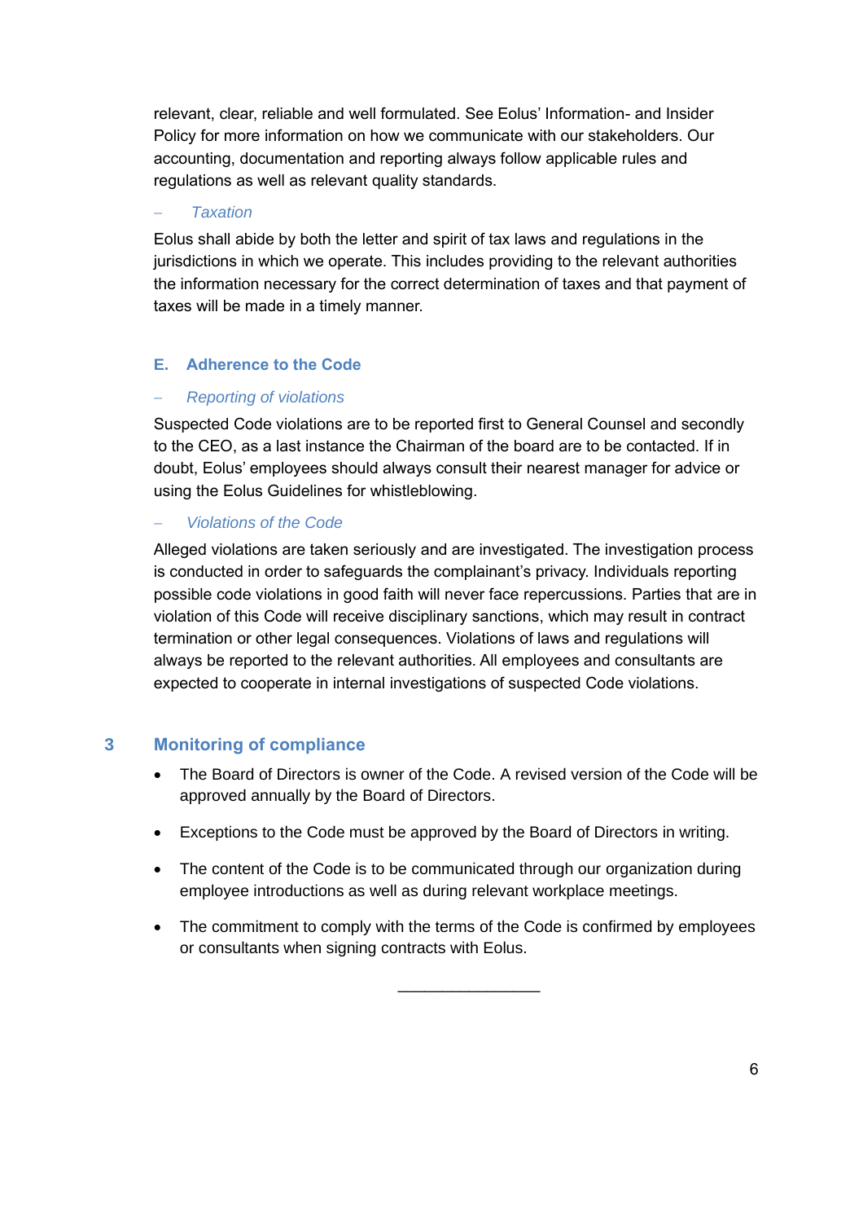relevant, clear, reliable and well formulated. See Eolus' Information- and Insider Policy for more information on how we communicate with our stakeholders. Our accounting, documentation and reporting always follow applicable rules and regulations as well as relevant quality standards.

– *Taxation*

Eolus shall abide by both the letter and spirit of tax laws and regulations in the jurisdictions in which we operate. This includes providing to the relevant authorities the information necessary for the correct determination of taxes and that payment of taxes will be made in a timely manner.

### E. Adherence to the Code

– *Reporting of violations*

Suspected Code violations are to be reported first to General Counsel and secondly to the CEO, as a last instance the Chairman of the board are to be contacted. If in doubt, Eolus' employees should always consult their nearest manager for advice or using the Eolus Guidelines for whistleblowing.

– *Violations of the Code*

Alleged violations are taken seriously and are investigated. The investigation process is conducted in order to safeguards the complainant's privacy. Individuals reporting possible code violations in good faith will never face repercussions. Parties that are in violation of this Code will receive disciplinary sanctions, which may result in contract termination or other legal consequences. Violations of laws and regulations will always be reported to the relevant authorities. All employees and consultants are expected to cooperate in internal investigations of suspected Code violations.

## 3 Monitoring of compliance

- The Board of Directors is owner of the Code. A revised version of the Code will be approved annually by the Board of Directors.
- Exceptions to the Code must be approved by the Board of Directors in writing.
- The content of the Code is to be communicated through our organization during employee introductions as well as during relevant workplace meetings.
- The commitment to comply with the terms of the Code is confirmed by employees or consultants when signing contracts with Eolus.

\_\_\_\_\_\_\_\_\_\_\_\_\_\_\_\_